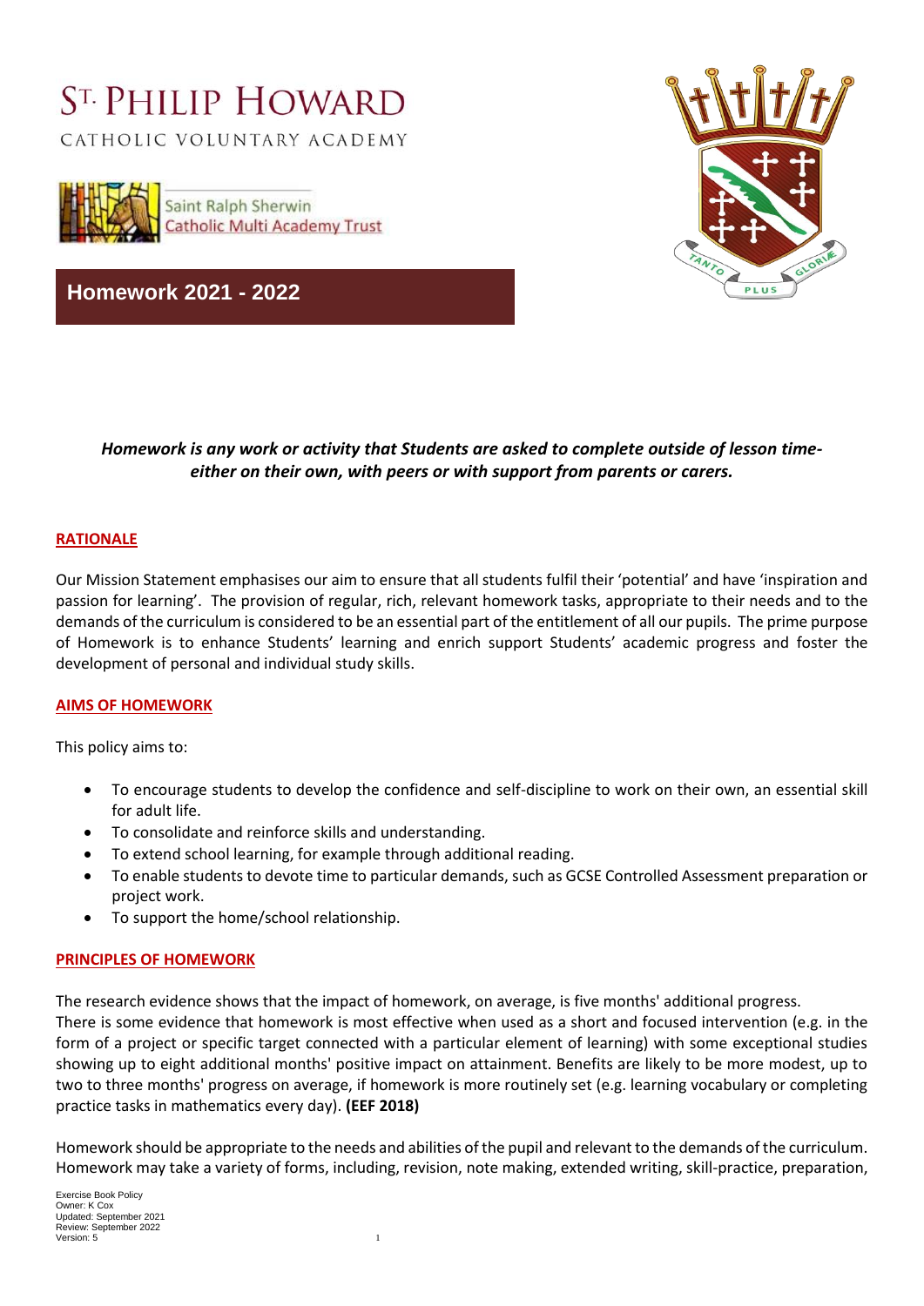# ST. PHILIP HOWARD

CATHOLIC VOLUNTARY ACADEMY

Saint Ralph Sherwin Catholic Multi Academy Trust

## Homework 2021 - 2022

***Homework is any work or activity that Students are asked to complete outside of lesson time- either on their own, with peers or with support from parents or carers.***

### RATIONALE

Our Mission Statement emphasises our aim to ensure that all students fulfil their 'potential' and have 'inspiration and passion for learning'. The provision of regular, rich, relevant homework tasks, appropriate to their needs and to the demands of the curriculum is considered to be an essential part of the entitlement of all our pupils. The prime purpose of Homework is to enhance Students' learning and enrich support Students' academic progress and foster the development of personal and individual study skills.

### AIMS OF HOMEWORK

This policy aims to:

- To encourage students to develop the confidence and self-discipline to work on their own, an essential skill for adult life.
- To consolidate and reinforce skills and understanding.
- To extend school learning, for example through additional reading.
- To enable students to devote time to particular demands, such as GCSE Controlled Assessment preparation or project work.
- To support the home/school relationship.

### PRINCIPLES OF HOMEWORK

The research evidence shows that the impact of homework, on average, is five months' additional progress.
There is some evidence that homework is most effective when used as a short and focused intervention (e.g. in the form of a project or specific target connected with a particular element of learning) with some exceptional studies showing up to eight additional months' positive impact on attainment. Benefits are likely to be more modest, up to two to three months' progress on average, if homework is more routinely set (e.g. learning vocabulary or completing practice tasks in mathematics every day). **(EEF 2018)**

Homework should be appropriate to the needs and abilities of the pupil and relevant to the demands of the curriculum. Homework may take a variety of forms, including, revision, note making, extended writing, skill-practice, preparation,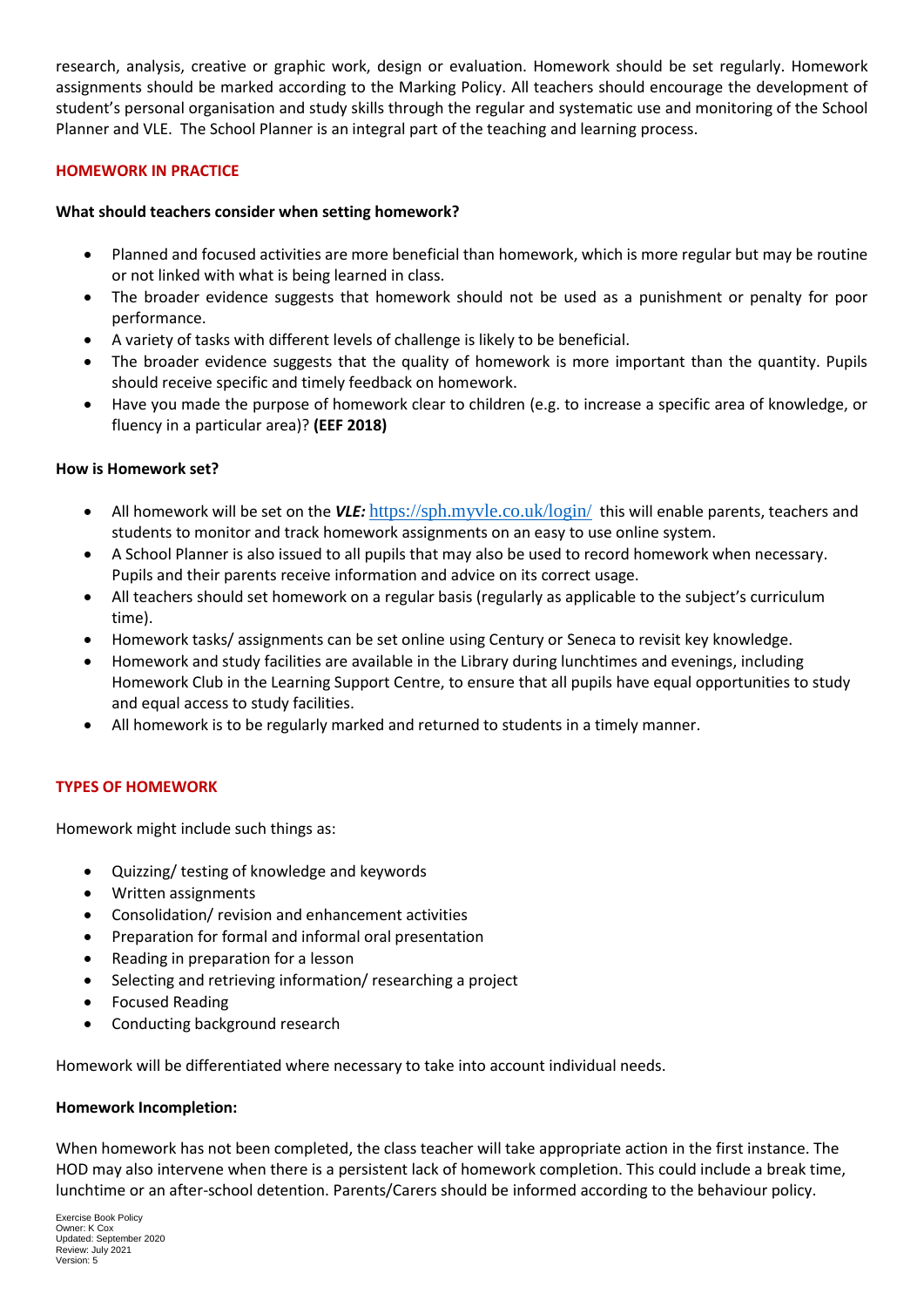research, analysis, creative or graphic work, design or evaluation. Homework should be set regularly. Homework assignments should be marked according to the Marking Policy. All teachers should encourage the development of student's personal organisation and study skills through the regular and systematic use and monitoring of the School Planner and VLE. The School Planner is an integral part of the teaching and learning process.

## HOMEWORK IN PRACTICE

**What should teachers consider when setting homework?**

- Planned and focused activities are more beneficial than homework, which is more regular but may be routine or not linked with what is being learned in class.
- The broader evidence suggests that homework should not be used as a punishment or penalty for poor performance.
- A variety of tasks with different levels of challenge is likely to be beneficial.
- The broader evidence suggests that the quality of homework is more important than the quantity. Pupils should receive specific and timely feedback on homework.
- Have you made the purpose of homework clear to children (e.g. to increase a specific area of knowledge, or fluency in a particular area)? **(EEF 2018)**

**How is Homework set?**

- All homework will be set on the ***VLE:*** https://sph.myvle.co.uk/login/ this will enable parents, teachers and students to monitor and track homework assignments on an easy to use online system.
- A School Planner is also issued to all pupils that may also be used to record homework when necessary. Pupils and their parents receive information and advice on its correct usage.
- All teachers should set homework on a regular basis (regularly as applicable to the subject's curriculum time).
- Homework tasks/ assignments can be set online using Century or Seneca to revisit key knowledge.
- Homework and study facilities are available in the Library during lunchtimes and evenings, including Homework Club in the Learning Support Centre, to ensure that all pupils have equal opportunities to study and equal access to study facilities.
- All homework is to be regularly marked and returned to students in a timely manner.

## TYPES OF HOMEWORK

Homework might include such things as:

- Quizzing/ testing of knowledge and keywords
- Written assignments
- Consolidation/ revision and enhancement activities
- Preparation for formal and informal oral presentation
- Reading in preparation for a lesson
- Selecting and retrieving information/ researching a project
- Focused Reading
- Conducting background research

Homework will be differentiated where necessary to take into account individual needs.

**Homework Incompletion:**

When homework has not been completed, the class teacher will take appropriate action in the first instance. The HOD may also intervene when there is a persistent lack of homework completion. This could include a break time, lunchtime or an after-school detention. Parents/Carers should be informed according to the behaviour policy.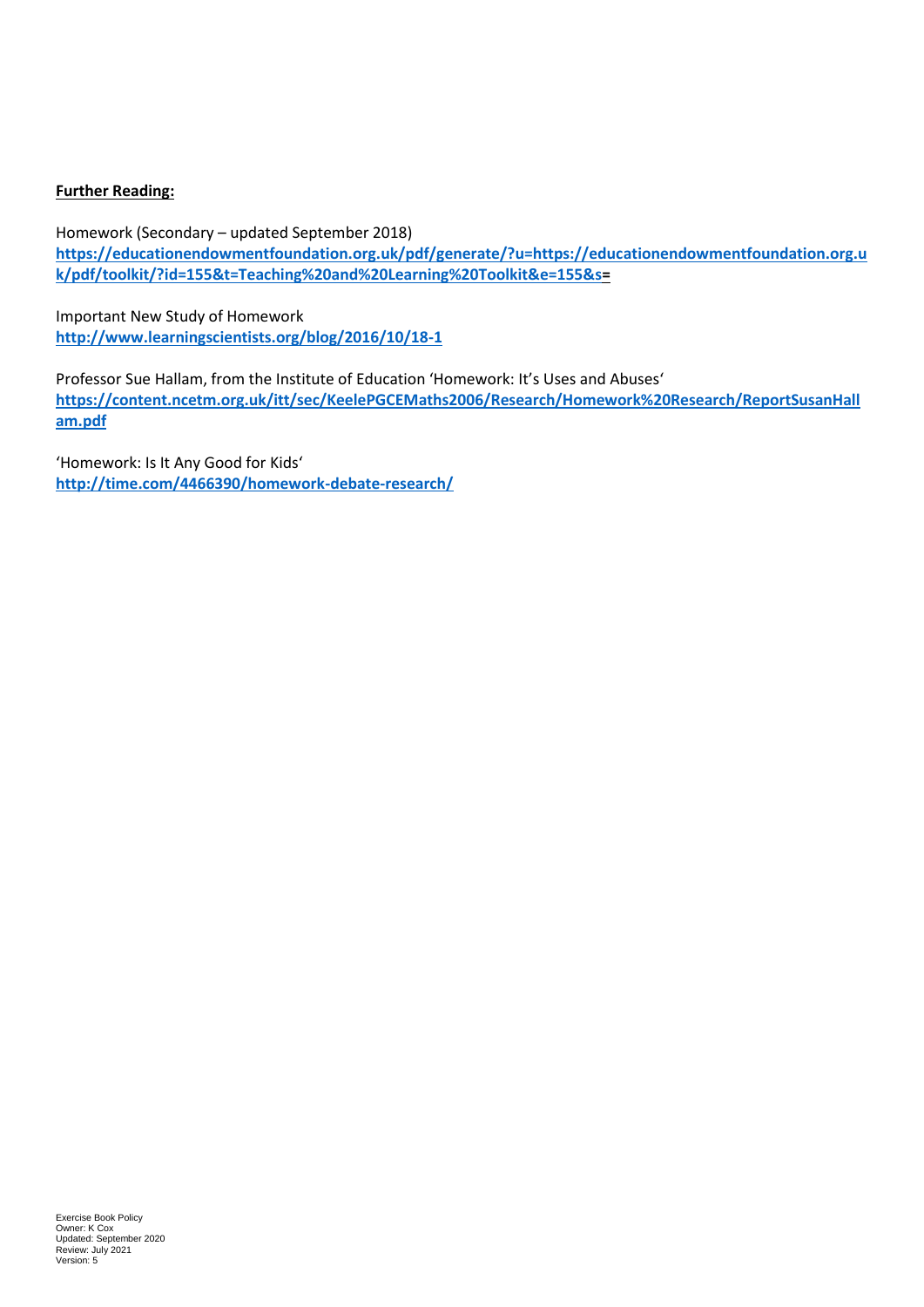**Further Reading:**

Homework (Secondary – updated September 2018)
**https://educationendowmentfoundation.org.uk/pdf/generate/?u=https://educationendowmentfoundation.org.uk/pdf/toolkit/?id=155&t=Teaching%20and%20Learning%20Toolkit&e=155&s=**

Important New Study of Homework
**http://www.learningscientists.org/blog/2016/10/18-1**

Professor Sue Hallam, from the Institute of Education 'Homework: It's Uses and Abuses'
**https://content.ncetm.org.uk/itt/sec/KeelePGCEMaths2006/Research/Homework%20Research/ReportSusanHallam.pdf**

'Homework: Is It Any Good for Kids'
**http://time.com/4466390/homework-debate-research/**

Exercise Book Policy
Owner: K Cox
Updated: September 2020
Review: July 2021
Version: 5